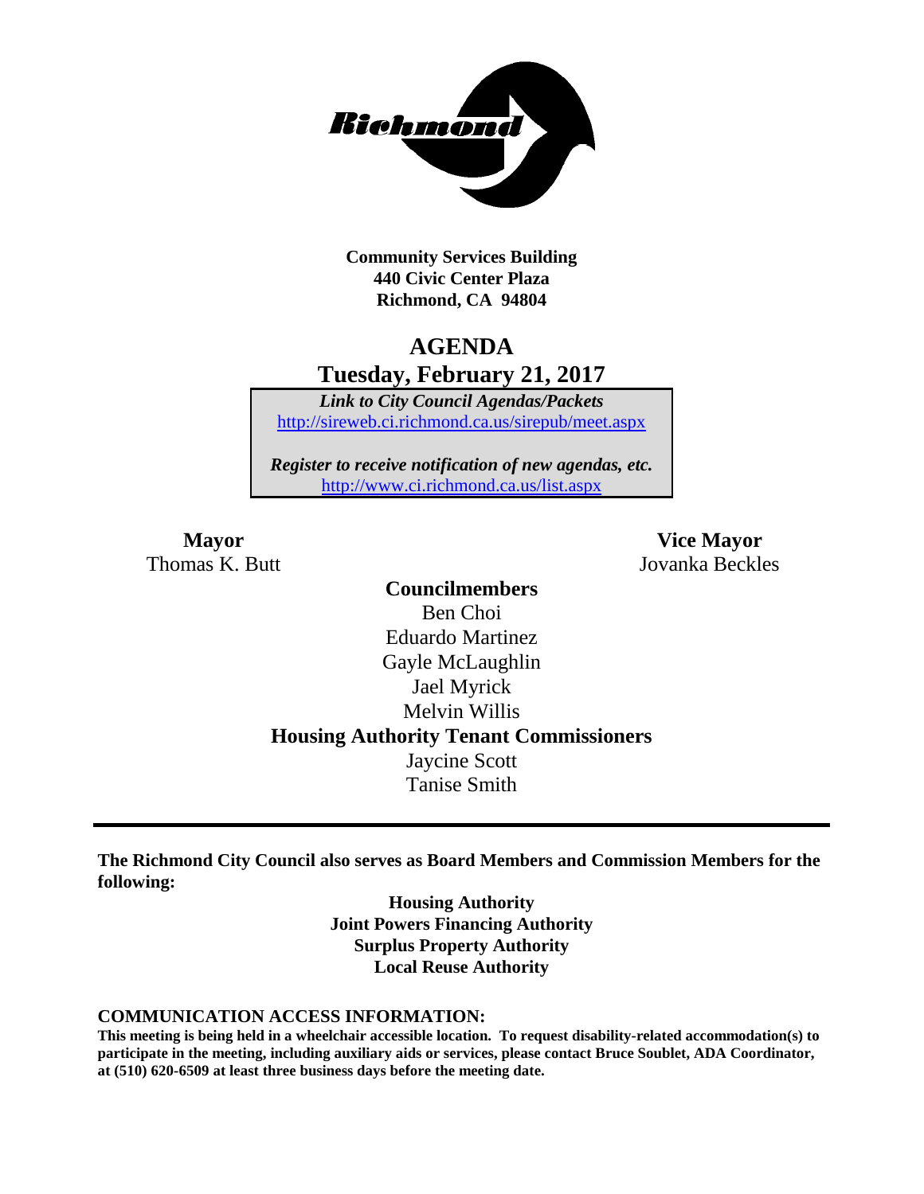**Community Services Building**
**440 Civic Center Plaza**
**Richmond, CA 94804**

# AGENDA
## Tuesday, February 21, 2017

***Link to City Council Agendas/Packets***
http://sireweb.ci.richmond.ca.us/sirepub/meet.aspx

***Register to receive notification of new agendas, etc.***
http://www.ci.richmond.ca.us/list.aspx

**Mayor**
Thomas K. Butt

**Vice Mayor**
Jovanka Beckles

**Councilmembers**
Ben Choi
Eduardo Martinez
Gayle McLaughlin
Jael Myrick
Melvin Willis

**Housing Authority Tenant Commissioners**
Jaycine Scott
Tanise Smith

---

**The Richmond City Council also serves as Board Members and Commission Members for the following:**

**Housing Authority**
**Joint Powers Financing Authority**
**Surplus Property Authority**
**Local Reuse Authority**

**COMMUNICATION ACCESS INFORMATION:**

**This meeting is being held in a wheelchair accessible location. To request disability-related accommodation(s) to participate in the meeting, including auxiliary aids or services, please contact Bruce Soublet, ADA Coordinator, at (510) 620-6509 at least three business days before the meeting date.**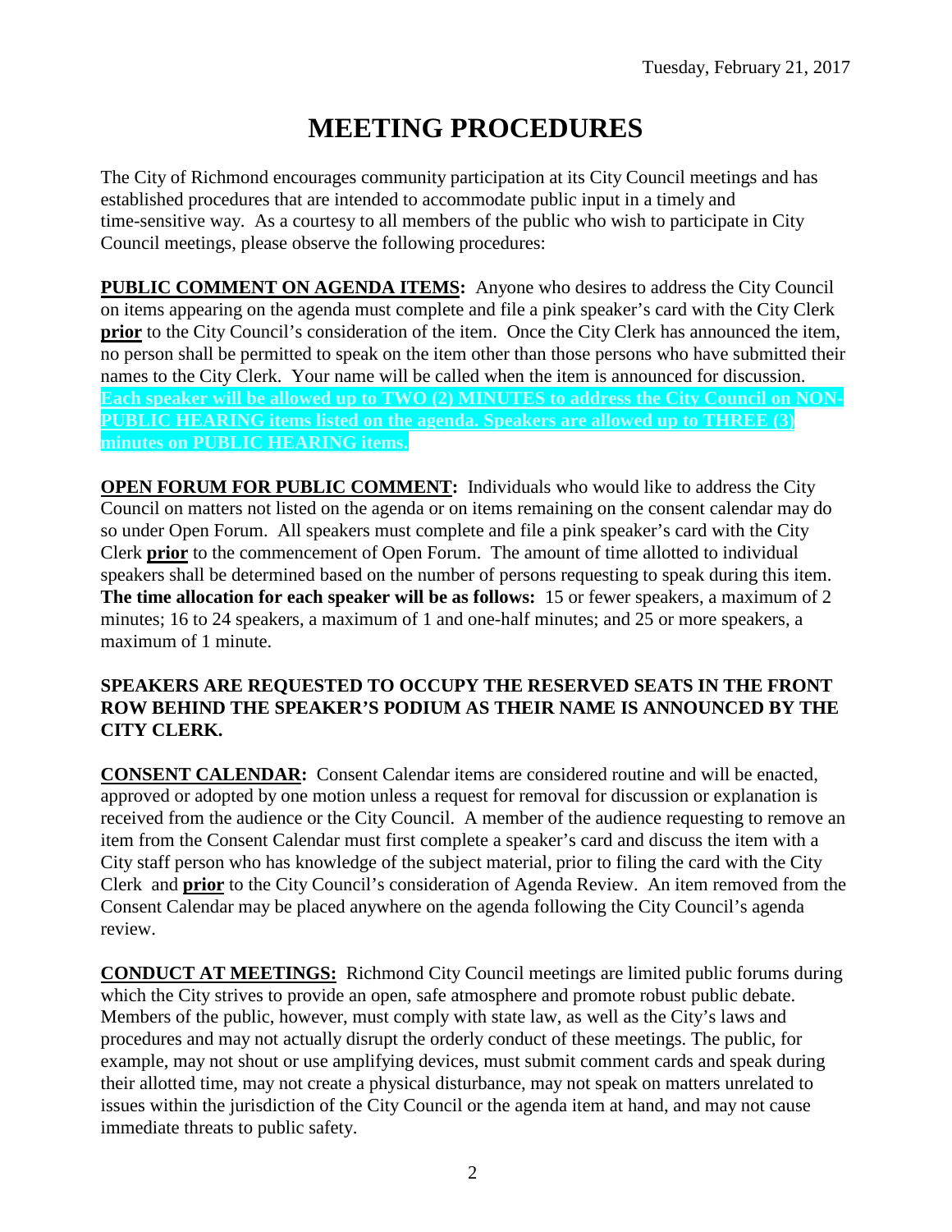Tuesday, February 21, 2017

# MEETING PROCEDURES

The City of Richmond encourages community participation at its City Council meetings and has established procedures that are intended to accommodate public input in a timely and time-sensitive way. As a courtesy to all members of the public who wish to participate in City Council meetings, please observe the following procedures:

**PUBLIC COMMENT ON AGENDA ITEMS:** Anyone who desires to address the City Council on items appearing on the agenda must complete and file a pink speaker's card with the City Clerk **prior** to the City Council's consideration of the item. Once the City Clerk has announced the item, no person shall be permitted to speak on the item other than those persons who have submitted their names to the City Clerk. Your name will be called when the item is announced for discussion. **Each speaker will be allowed up to TWO (2) MINUTES to address the City Council on NON-PUBLIC HEARING items listed on the agenda. Speakers are allowed up to THREE (3) minutes on PUBLIC HEARING items.**

**OPEN FORUM FOR PUBLIC COMMENT:** Individuals who would like to address the City Council on matters not listed on the agenda or on items remaining on the consent calendar may do so under Open Forum. All speakers must complete and file a pink speaker's card with the City Clerk **prior** to the commencement of Open Forum. The amount of time allotted to individual speakers shall be determined based on the number of persons requesting to speak during this item. **The time allocation for each speaker will be as follows:** 15 or fewer speakers, a maximum of 2 minutes; 16 to 24 speakers, a maximum of 1 and one-half minutes; and 25 or more speakers, a maximum of 1 minute.

**SPEAKERS ARE REQUESTED TO OCCUPY THE RESERVED SEATS IN THE FRONT ROW BEHIND THE SPEAKER'S PODIUM AS THEIR NAME IS ANNOUNCED BY THE CITY CLERK.**

**CONSENT CALENDAR:** Consent Calendar items are considered routine and will be enacted, approved or adopted by one motion unless a request for removal for discussion or explanation is received from the audience or the City Council. A member of the audience requesting to remove an item from the Consent Calendar must first complete a speaker's card and discuss the item with a City staff person who has knowledge of the subject material, prior to filing the card with the City Clerk and **prior** to the City Council's consideration of Agenda Review. An item removed from the Consent Calendar may be placed anywhere on the agenda following the City Council's agenda review.

**CONDUCT AT MEETINGS:** Richmond City Council meetings are limited public forums during which the City strives to provide an open, safe atmosphere and promote robust public debate. Members of the public, however, must comply with state law, as well as the City's laws and procedures and may not actually disrupt the orderly conduct of these meetings. The public, for example, may not shout or use amplifying devices, must submit comment cards and speak during their allotted time, may not create a physical disturbance, may not speak on matters unrelated to issues within the jurisdiction of the City Council or the agenda item at hand, and may not cause immediate threats to public safety.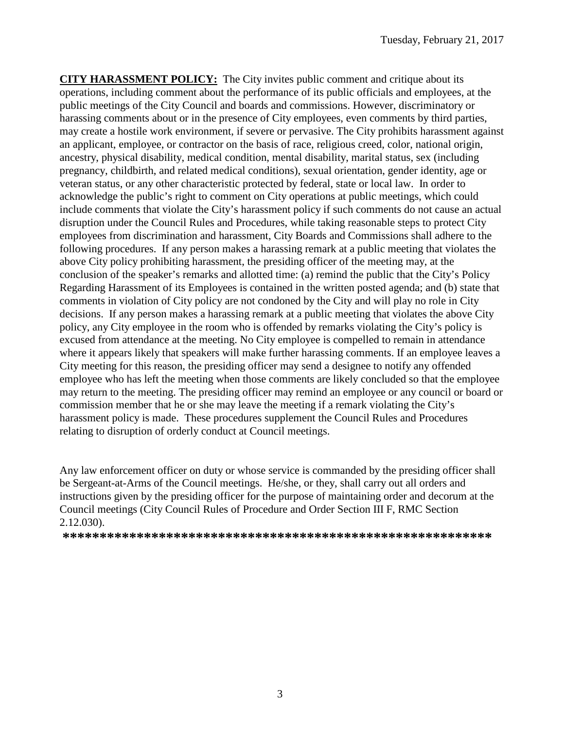**CITY HARASSMENT POLICY:** The City invites public comment and critique about its operations, including comment about the performance of its public officials and employees, at the public meetings of the City Council and boards and commissions. However, discriminatory or harassing comments about or in the presence of City employees, even comments by third parties, may create a hostile work environment, if severe or pervasive. The City prohibits harassment against an applicant, employee, or contractor on the basis of race, religious creed, color, national origin, ancestry, physical disability, medical condition, mental disability, marital status, sex (including pregnancy, childbirth, and related medical conditions), sexual orientation, gender identity, age or veteran status, or any other characteristic protected by federal, state or local law. In order to acknowledge the public's right to comment on City operations at public meetings, which could include comments that violate the City's harassment policy if such comments do not cause an actual disruption under the Council Rules and Procedures, while taking reasonable steps to protect City employees from discrimination and harassment, City Boards and Commissions shall adhere to the following procedures. If any person makes a harassing remark at a public meeting that violates the above City policy prohibiting harassment, the presiding officer of the meeting may, at the conclusion of the speaker's remarks and allotted time: (a) remind the public that the City's Policy Regarding Harassment of its Employees is contained in the written posted agenda; and (b) state that comments in violation of City policy are not condoned by the City and will play no role in City decisions. If any person makes a harassing remark at a public meeting that violates the above City policy, any City employee in the room who is offended by remarks violating the City's policy is excused from attendance at the meeting. No City employee is compelled to remain in attendance where it appears likely that speakers will make further harassing comments. If an employee leaves a City meeting for this reason, the presiding officer may send a designee to notify any offended employee who has left the meeting when those comments are likely concluded so that the employee may return to the meeting. The presiding officer may remind an employee or any council or board or commission member that he or she may leave the meeting if a remark violating the City's harassment policy is made. These procedures supplement the Council Rules and Procedures relating to disruption of orderly conduct at Council meetings.

Any law enforcement officer on duty or whose service is commanded by the presiding officer shall be Sergeant-at-Arms of the Council meetings. He/she, or they, shall carry out all orders and instructions given by the presiding officer for the purpose of maintaining order and decorum at the Council meetings (City Council Rules of Procedure and Order Section III F, RMC Section 2.12.030).

**************************************************************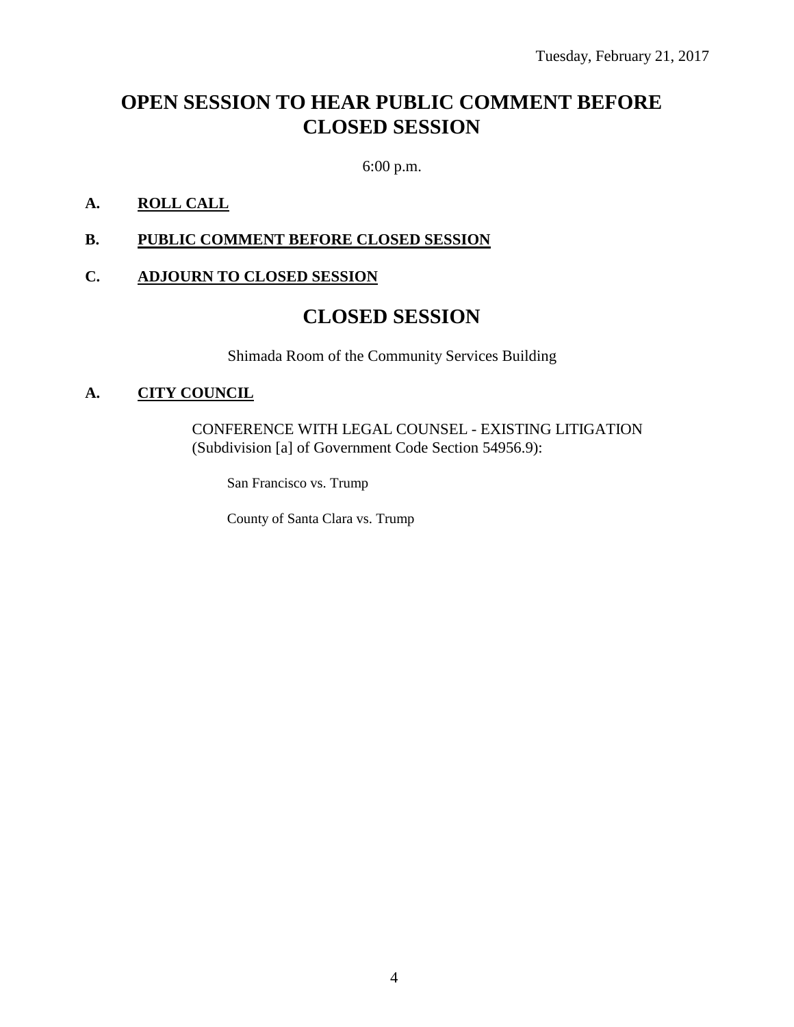Tuesday, February 21, 2017

# OPEN SESSION TO HEAR PUBLIC COMMENT BEFORE CLOSED SESSION

6:00 p.m.

**A. ROLL CALL**

**B. PUBLIC COMMENT BEFORE CLOSED SESSION**

**C. ADJOURN TO CLOSED SESSION**

# CLOSED SESSION

Shimada Room of the Community Services Building

**A. CITY COUNCIL**

CONFERENCE WITH LEGAL COUNSEL - EXISTING LITIGATION (Subdivision [a] of Government Code Section 54956.9):

San Francisco vs. Trump

County of Santa Clara vs. Trump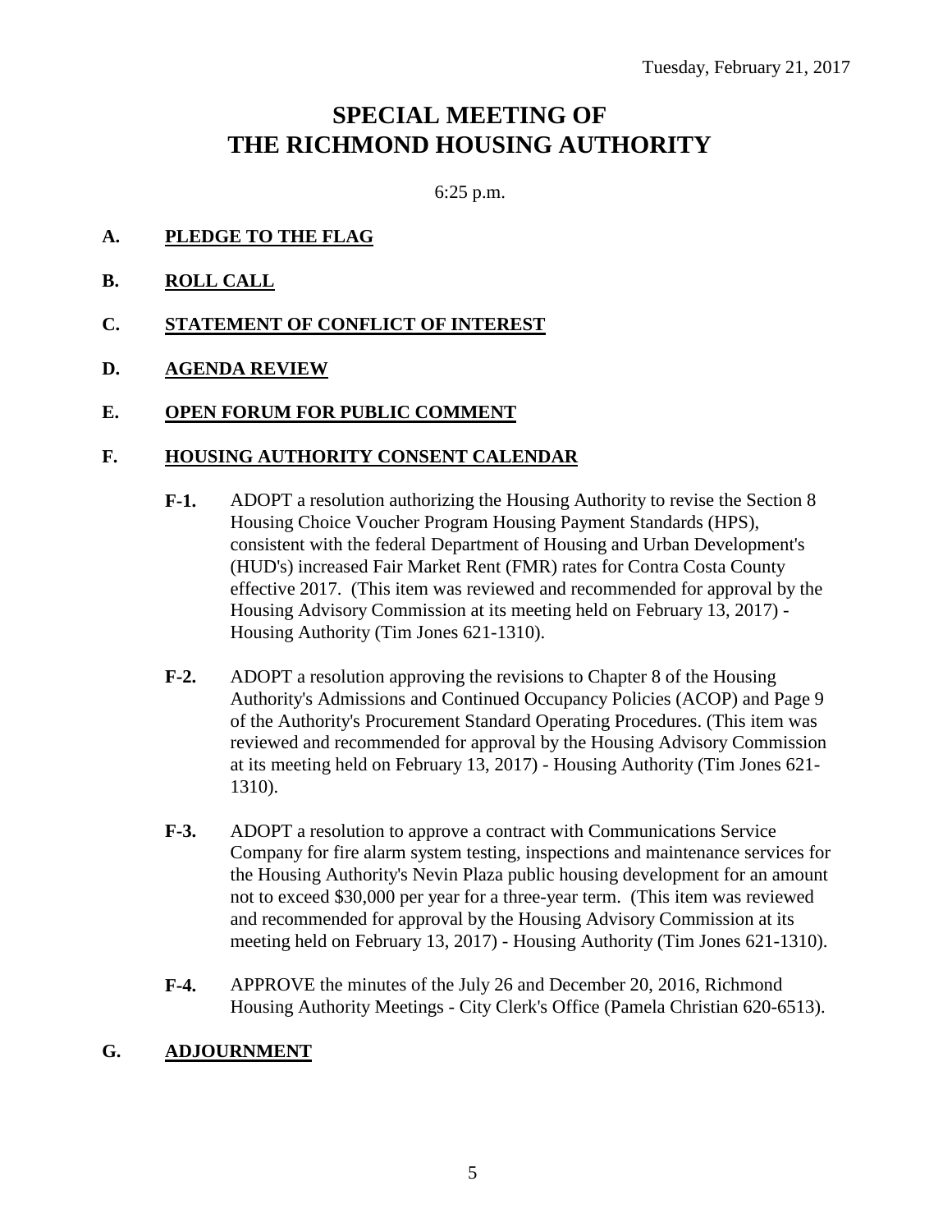Tuesday, February 21, 2017

# SPECIAL MEETING OF THE RICHMOND HOUSING AUTHORITY

6:25 p.m.

**A. PLEDGE TO THE FLAG**

**B. ROLL CALL**

**C. STATEMENT OF CONFLICT OF INTEREST**

**D. AGENDA REVIEW**

**E. OPEN FORUM FOR PUBLIC COMMENT**

**F. HOUSING AUTHORITY CONSENT CALENDAR**

**F-1.** ADOPT a resolution authorizing the Housing Authority to revise the Section 8 Housing Choice Voucher Program Housing Payment Standards (HPS), consistent with the federal Department of Housing and Urban Development's (HUD's) increased Fair Market Rent (FMR) rates for Contra Costa County effective 2017. (This item was reviewed and recommended for approval by the Housing Advisory Commission at its meeting held on February 13, 2017) - Housing Authority (Tim Jones 621-1310).

**F-2.** ADOPT a resolution approving the revisions to Chapter 8 of the Housing Authority's Admissions and Continued Occupancy Policies (ACOP) and Page 9 of the Authority's Procurement Standard Operating Procedures. (This item was reviewed and recommended for approval by the Housing Advisory Commission at its meeting held on February 13, 2017) - Housing Authority (Tim Jones 621-1310).

**F-3.** ADOPT a resolution to approve a contract with Communications Service Company for fire alarm system testing, inspections and maintenance services for the Housing Authority's Nevin Plaza public housing development for an amount not to exceed $30,000 per year for a three-year term. (This item was reviewed and recommended for approval by the Housing Advisory Commission at its meeting held on February 13, 2017) - Housing Authority (Tim Jones 621-1310).

**F-4.** APPROVE the minutes of the July 26 and December 20, 2016, Richmond Housing Authority Meetings - City Clerk's Office (Pamela Christian 620-6513).

**G. ADJOURNMENT**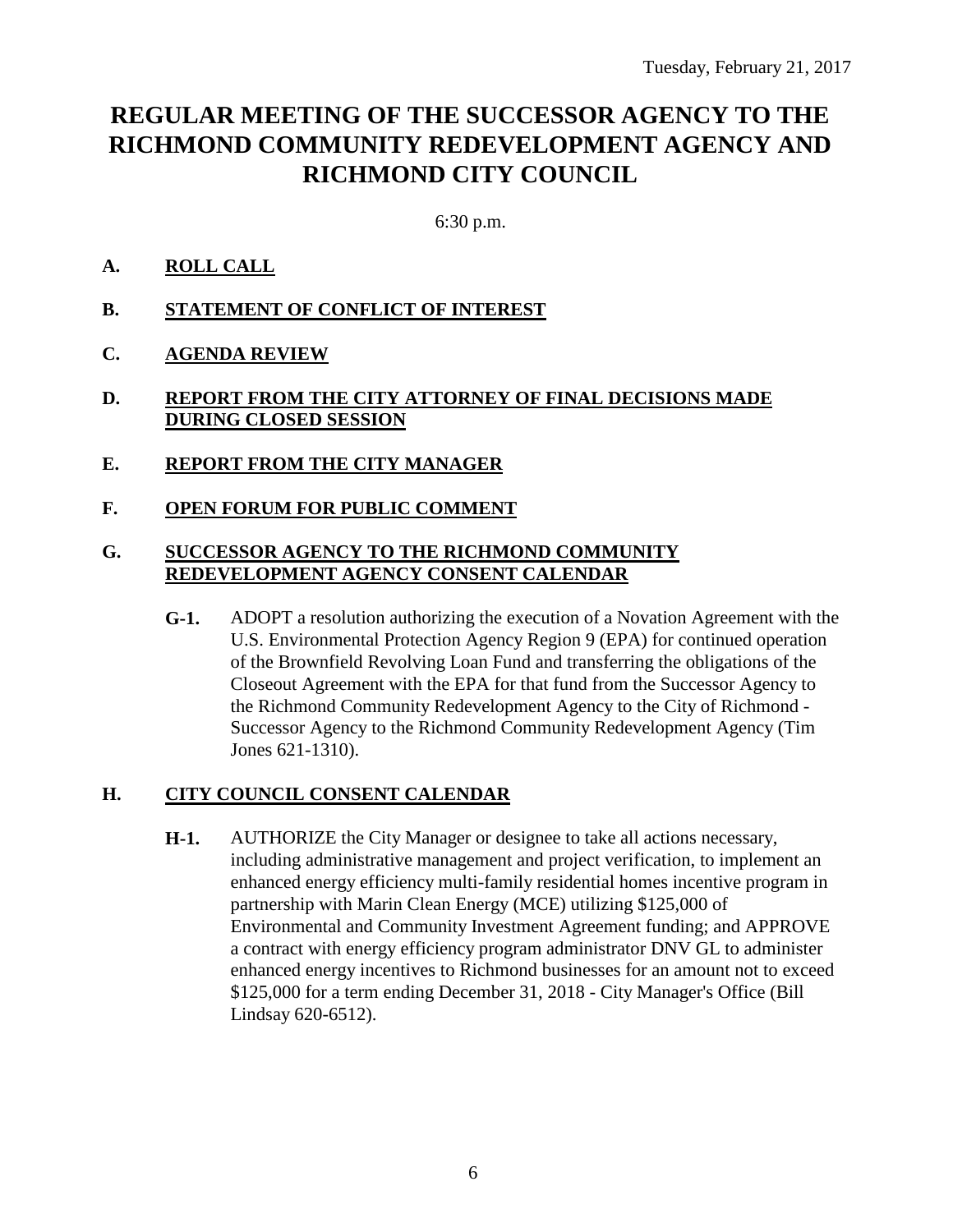Tuesday, February 21, 2017

# REGULAR MEETING OF THE SUCCESSOR AGENCY TO THE RICHMOND COMMUNITY REDEVELOPMENT AGENCY AND RICHMOND CITY COUNCIL

6:30 p.m.

**A. ROLL CALL**

**B. STATEMENT OF CONFLICT OF INTEREST**

**C. AGENDA REVIEW**

**D. REPORT FROM THE CITY ATTORNEY OF FINAL DECISIONS MADE DURING CLOSED SESSION**

**E. REPORT FROM THE CITY MANAGER**

**F. OPEN FORUM FOR PUBLIC COMMENT**

**G. SUCCESSOR AGENCY TO THE RICHMOND COMMUNITY REDEVELOPMENT AGENCY CONSENT CALENDAR**

**G-1.** ADOPT a resolution authorizing the execution of a Novation Agreement with the U.S. Environmental Protection Agency Region 9 (EPA) for continued operation of the Brownfield Revolving Loan Fund and transferring the obligations of the Closeout Agreement with the EPA for that fund from the Successor Agency to the Richmond Community Redevelopment Agency to the City of Richmond - Successor Agency to the Richmond Community Redevelopment Agency (Tim Jones 621-1310).

**H. CITY COUNCIL CONSENT CALENDAR**

**H-1.** AUTHORIZE the City Manager or designee to take all actions necessary, including administrative management and project verification, to implement an enhanced energy efficiency multi-family residential homes incentive program in partnership with Marin Clean Energy (MCE) utilizing $125,000 of Environmental and Community Investment Agreement funding; and APPROVE a contract with energy efficiency program administrator DNV GL to administer enhanced energy incentives to Richmond businesses for an amount not to exceed $125,000 for a term ending December 31, 2018 - City Manager's Office (Bill Lindsay 620-6512).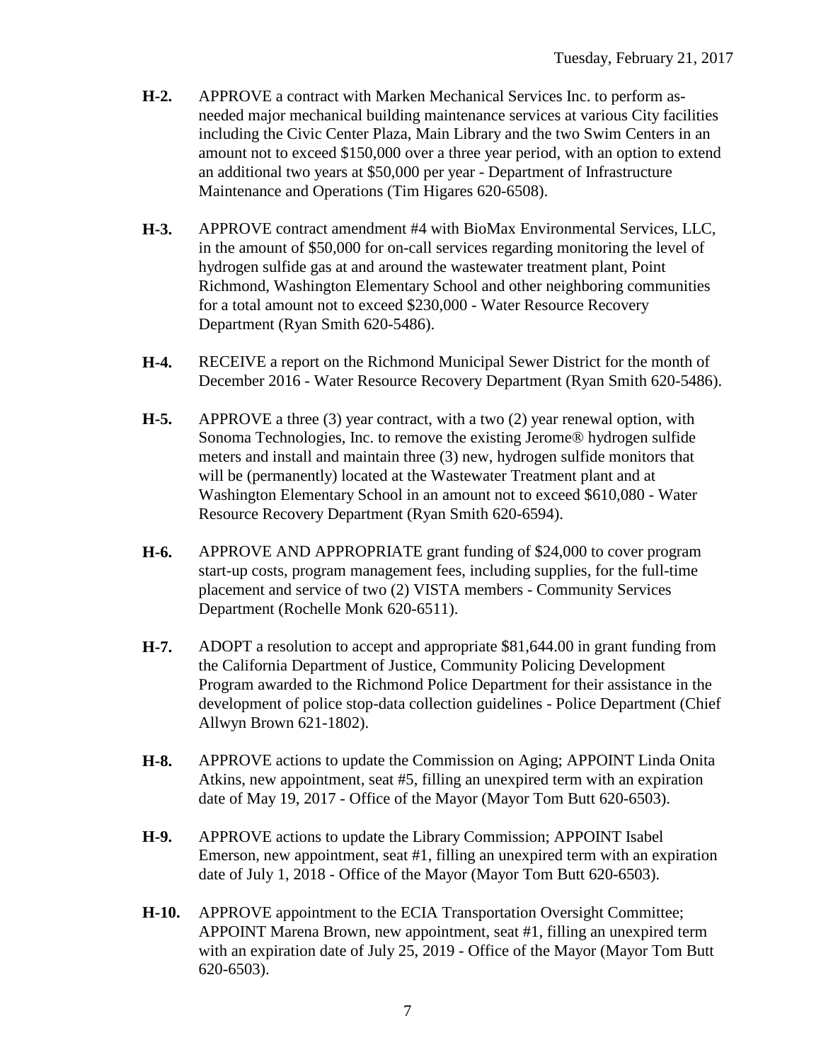**H-2.** APPROVE a contract with Marken Mechanical Services Inc. to perform as-needed major mechanical building maintenance services at various City facilities including the Civic Center Plaza, Main Library and the two Swim Centers in an amount not to exceed $150,000 over a three year period, with an option to extend an additional two years at $50,000 per year - Department of Infrastructure Maintenance and Operations (Tim Higares 620-6508).

**H-3.** APPROVE contract amendment #4 with BioMax Environmental Services, LLC, in the amount of $50,000 for on-call services regarding monitoring the level of hydrogen sulfide gas at and around the wastewater treatment plant, Point Richmond, Washington Elementary School and other neighboring communities for a total amount not to exceed $230,000 - Water Resource Recovery Department (Ryan Smith 620-5486).

**H-4.** RECEIVE a report on the Richmond Municipal Sewer District for the month of December 2016 - Water Resource Recovery Department (Ryan Smith 620-5486).

**H-5.** APPROVE a three (3) year contract, with a two (2) year renewal option, with Sonoma Technologies, Inc. to remove the existing Jerome® hydrogen sulfide meters and install and maintain three (3) new, hydrogen sulfide monitors that will be (permanently) located at the Wastewater Treatment plant and at Washington Elementary School in an amount not to exceed $610,080 - Water Resource Recovery Department (Ryan Smith 620-6594).

**H-6.** APPROVE AND APPROPRIATE grant funding of $24,000 to cover program start-up costs, program management fees, including supplies, for the full-time placement and service of two (2) VISTA members - Community Services Department (Rochelle Monk 620-6511).

**H-7.** ADOPT a resolution to accept and appropriate $81,644.00 in grant funding from the California Department of Justice, Community Policing Development Program awarded to the Richmond Police Department for their assistance in the development of police stop-data collection guidelines - Police Department (Chief Allwyn Brown 621-1802).

**H-8.** APPROVE actions to update the Commission on Aging; APPOINT Linda Onita Atkins, new appointment, seat #5, filling an unexpired term with an expiration date of May 19, 2017 - Office of the Mayor (Mayor Tom Butt 620-6503).

**H-9.** APPROVE actions to update the Library Commission; APPOINT Isabel Emerson, new appointment, seat #1, filling an unexpired term with an expiration date of July 1, 2018 - Office of the Mayor (Mayor Tom Butt 620-6503).

**H-10.** APPROVE appointment to the ECIA Transportation Oversight Committee; APPOINT Marena Brown, new appointment, seat #1, filling an unexpired term with an expiration date of July 25, 2019 - Office of the Mayor (Mayor Tom Butt 620-6503).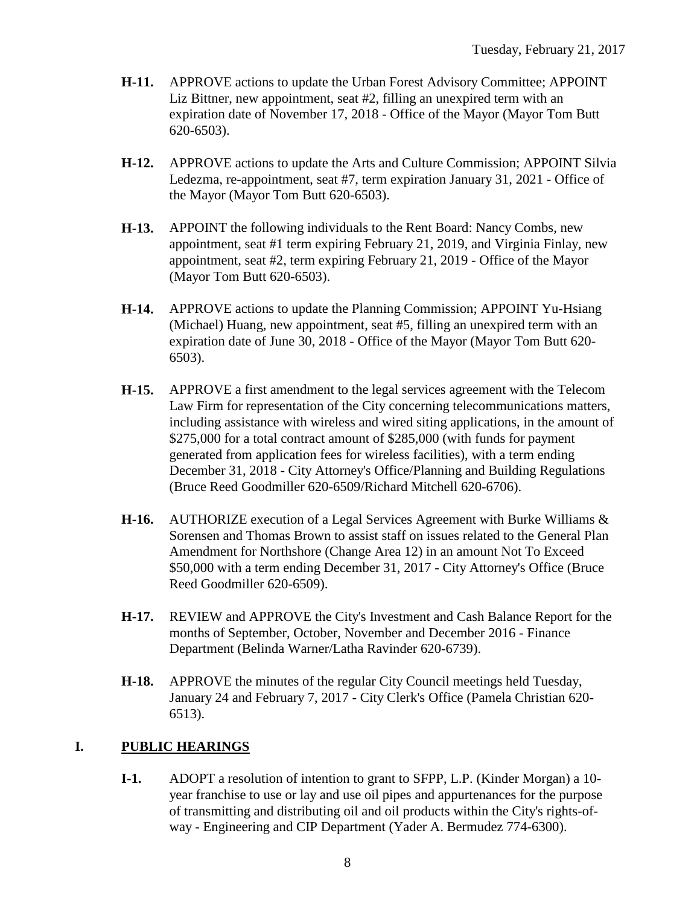**H-11.** APPROVE actions to update the Urban Forest Advisory Committee; APPOINT Liz Bittner, new appointment, seat #2, filling an unexpired term with an expiration date of November 17, 2018 - Office of the Mayor (Mayor Tom Butt 620-6503).

**H-12.** APPROVE actions to update the Arts and Culture Commission; APPOINT Silvia Ledezma, re-appointment, seat #7, term expiration January 31, 2021 - Office of the Mayor (Mayor Tom Butt 620-6503).

**H-13.** APPOINT the following individuals to the Rent Board: Nancy Combs, new appointment, seat #1 term expiring February 21, 2019, and Virginia Finlay, new appointment, seat #2, term expiring February 21, 2019 - Office of the Mayor (Mayor Tom Butt 620-6503).

**H-14.** APPROVE actions to update the Planning Commission; APPOINT Yu-Hsiang (Michael) Huang, new appointment, seat #5, filling an unexpired term with an expiration date of June 30, 2018 - Office of the Mayor (Mayor Tom Butt 620-6503).

**H-15.** APPROVE a first amendment to the legal services agreement with the Telecom Law Firm for representation of the City concerning telecommunications matters, including assistance with wireless and wired siting applications, in the amount of $275,000 for a total contract amount of $285,000 (with funds for payment generated from application fees for wireless facilities), with a term ending December 31, 2018 - City Attorney's Office/Planning and Building Regulations (Bruce Reed Goodmiller 620-6509/Richard Mitchell 620-6706).

**H-16.** AUTHORIZE execution of a Legal Services Agreement with Burke Williams & Sorensen and Thomas Brown to assist staff on issues related to the General Plan Amendment for Northshore (Change Area 12) in an amount Not To Exceed $50,000 with a term ending December 31, 2017 - City Attorney's Office (Bruce Reed Goodmiller 620-6509).

**H-17.** REVIEW and APPROVE the City's Investment and Cash Balance Report for the months of September, October, November and December 2016 - Finance Department (Belinda Warner/Latha Ravinder 620-6739).

**H-18.** APPROVE the minutes of the regular City Council meetings held Tuesday, January 24 and February 7, 2017 - City Clerk's Office (Pamela Christian 620-6513).

## I. PUBLIC HEARINGS

**I-1.** ADOPT a resolution of intention to grant to SFPP, L.P. (Kinder Morgan) a 10-year franchise to use or lay and use oil pipes and appurtenances for the purpose of transmitting and distributing oil and oil products within the City's rights-of-way - Engineering and CIP Department (Yader A. Bermudez 774-6300).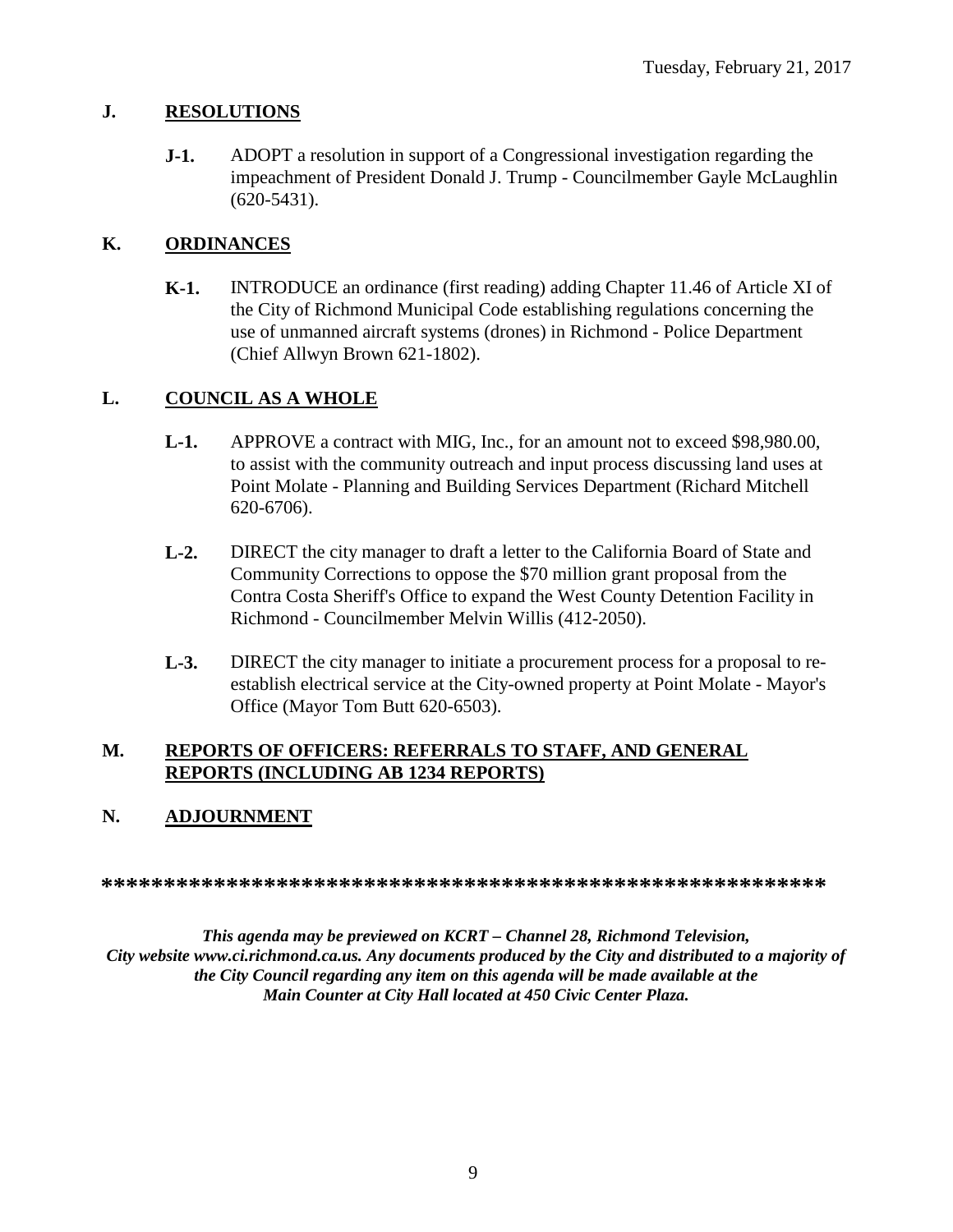## J. RESOLUTIONS

**J-1.** ADOPT a resolution in support of a Congressional investigation regarding the impeachment of President Donald J. Trump - Councilmember Gayle McLaughlin (620-5431).

## K. ORDINANCES

**K-1.** INTRODUCE an ordinance (first reading) adding Chapter 11.46 of Article XI of the City of Richmond Municipal Code establishing regulations concerning the use of unmanned aircraft systems (drones) in Richmond - Police Department (Chief Allwyn Brown 621-1802).

## L. COUNCIL AS A WHOLE

**L-1.** APPROVE a contract with MIG, Inc., for an amount not to exceed $98,980.00, to assist with the community outreach and input process discussing land uses at Point Molate - Planning and Building Services Department (Richard Mitchell 620-6706).

**L-2.** DIRECT the city manager to draft a letter to the California Board of State and Community Corrections to oppose the $70 million grant proposal from the Contra Costa Sheriff's Office to expand the West County Detention Facility in Richmond - Councilmember Melvin Willis (412-2050).

**L-3.** DIRECT the city manager to initiate a procurement process for a proposal to re-establish electrical service at the City-owned property at Point Molate - Mayor's Office (Mayor Tom Butt 620-6503).

## M. REPORTS OF OFFICERS: REFERRALS TO STAFF, AND GENERAL REPORTS (INCLUDING AB 1234 REPORTS)

## N. ADJOURNMENT

**\*\*\*\*\*\*\*\*\*\*\*\*\*\*\*\*\*\*\*\*\*\*\*\*\*\*\*\*\*\*\*\*\*\*\*\*\*\*\*\*\*\*\*\*\*\*\*\*\*\*\*\*\*\*\*\*\*\*\*\*\*\*\***

***This agenda may be previewed on KCRT – Channel 28, Richmond Television, City website www.ci.richmond.ca.us. Any documents produced by the City and distributed to a majority of the City Council regarding any item on this agenda will be made available at the Main Counter at City Hall located at 450 Civic Center Plaza.***